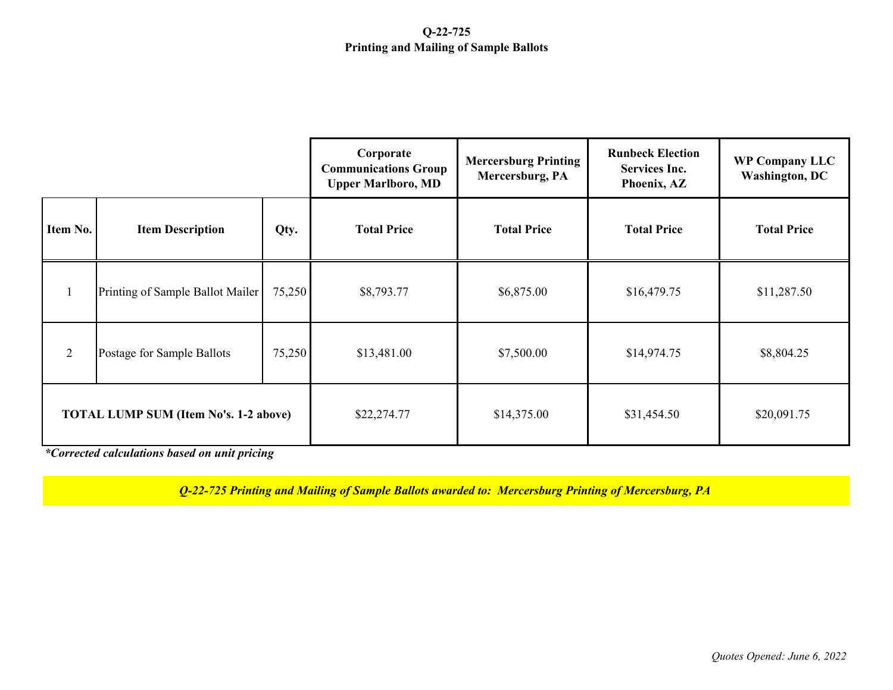# Q-22-725
## Printing and Mailing of Sample Ballots

| Item No. | Item Description | Qty. | Corporate Communications Group Upper Marlboro, MD | Mercersburg Printing Mercersburg, PA | Runbeck Election Services Inc. Phoenix, AZ | WP Company LLC Washington, DC |
|---|---|---|---|---|---|---|
| | | | Total Price | Total Price | Total Price | Total Price |
| 1 | Printing of Sample Ballot Mailer | 75,250 | $8,793.77 | $6,875.00 | $16,479.75 | $11,287.50 |
| 2 | Postage for Sample Ballots | 75,250 | $13,481.00 | $7,500.00 | $14,974.75 | $8,804.25 |
| TOTAL LUMP SUM (Item No's. 1-2 above) | | | $22,274.77 | $14,375.00 | $31,454.50 | $20,091.75 |

***Corrected calculations based on unit pricing***

***Q-22-725 Printing and Mailing of Sample Ballots awarded to: Mercersburg Printing of Mercersburg, PA***

*Quotes Opened: June 6, 2022*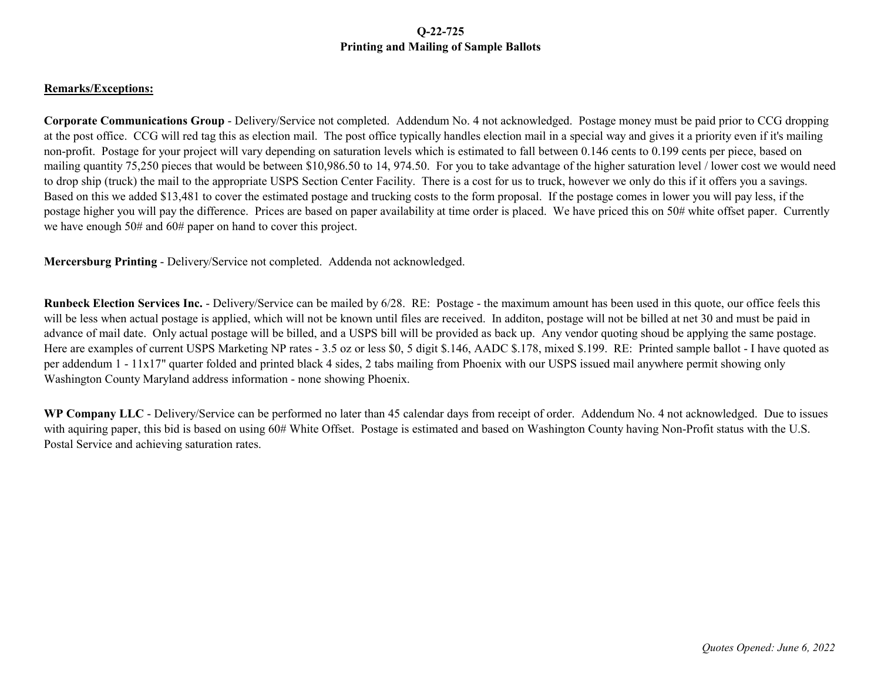**Q-22-725**
**Printing and Mailing of Sample Ballots**

**Remarks/Exceptions:**

**Corporate Communications Group** - Delivery/Service not completed. Addendum No. 4 not acknowledged. Postage money must be paid prior to CCG dropping at the post office. CCG will red tag this as election mail. The post office typically handles election mail in a special way and gives it a priority even if it's mailing non-profit. Postage for your project will vary depending on saturation levels which is estimated to fall between 0.146 cents to 0.199 cents per piece, based on mailing quantity 75,250 pieces that would be between $10,986.50 to 14, 974.50. For you to take advantage of the higher saturation level / lower cost we would need to drop ship (truck) the mail to the appropriate USPS Section Center Facility. There is a cost for us to truck, however we only do this if it offers you a savings. Based on this we added $13,481 to cover the estimated postage and trucking costs to the form proposal. If the postage comes in lower you will pay less, if the postage higher you will pay the difference. Prices are based on paper availability at time order is placed. We have priced this on 50# white offset paper. Currently we have enough 50# and 60# paper on hand to cover this project.

**Mercersburg Printing** - Delivery/Service not completed. Addenda not acknowledged.

**Runbeck Election Services Inc.** - Delivery/Service can be mailed by 6/28. RE: Postage - the maximum amount has been used in this quote, our office feels this will be less when actual postage is applied, which will not be known until files are received. In additon, postage will not be billed at net 30 and must be paid in advance of mail date. Only actual postage will be billed, and a USPS bill will be provided as back up. Any vendor quoting shoud be applying the same postage. Here are examples of current USPS Marketing NP rates - 3.5 oz or less $0, 5 digit $.146, AADC $.178, mixed $.199. RE: Printed sample ballot - I have quoted as per addendum 1 - 11x17" quarter folded and printed black 4 sides, 2 tabs mailing from Phoenix with our USPS issued mail anywhere permit showing only Washington County Maryland address information - none showing Phoenix.

**WP Company LLC** - Delivery/Service can be performed no later than 45 calendar days from receipt of order. Addendum No. 4 not acknowledged. Due to issues with aquiring paper, this bid is based on using 60# White Offset. Postage is estimated and based on Washington County having Non-Profit status with the U.S. Postal Service and achieving saturation rates.

*Quotes Opened: June 6, 2022*